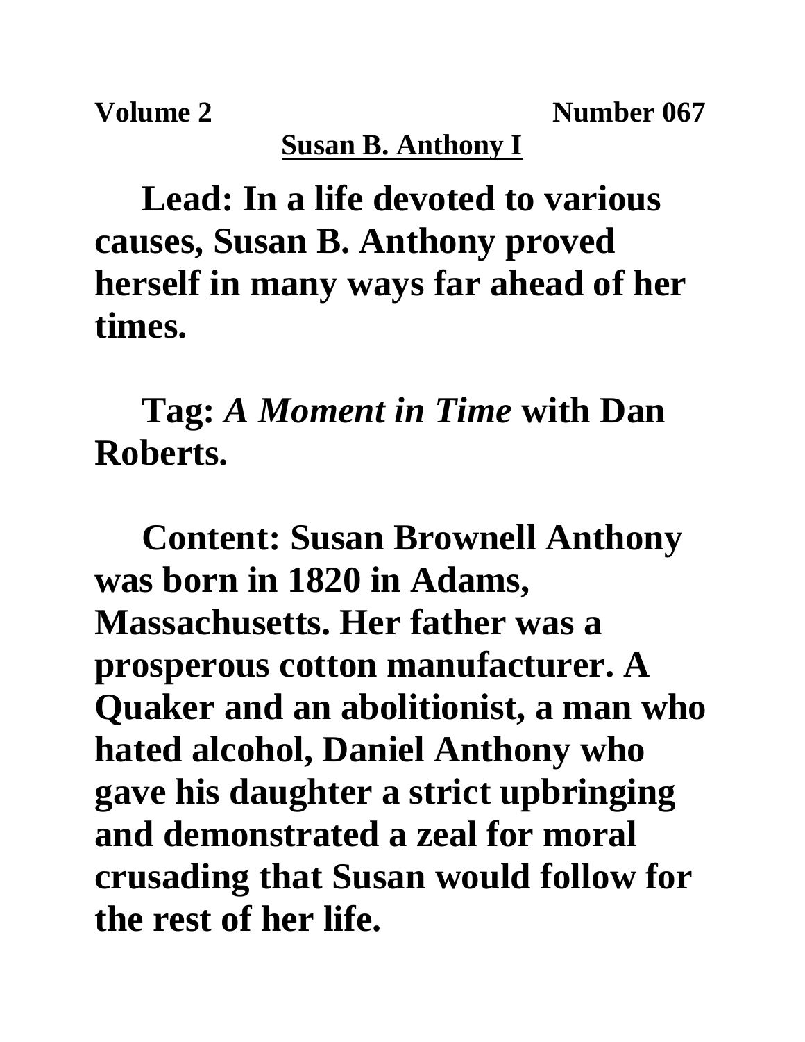**Volume 2** **Number 067**

**Susan B. Anthony I**

**Lead: In a life devoted to various causes, Susan B. Anthony proved herself in many ways far ahead of her times.**

**Tag:** ***A Moment in Time*** **with Dan Roberts.**

**Content: Susan Brownell Anthony was born in 1820 in Adams, Massachusetts. Her father was a prosperous cotton manufacturer. A Quaker and an abolitionist, a man who hated alcohol, Daniel Anthony who gave his daughter a strict upbringing and demonstrated a zeal for moral crusading that Susan would follow for the rest of her life.**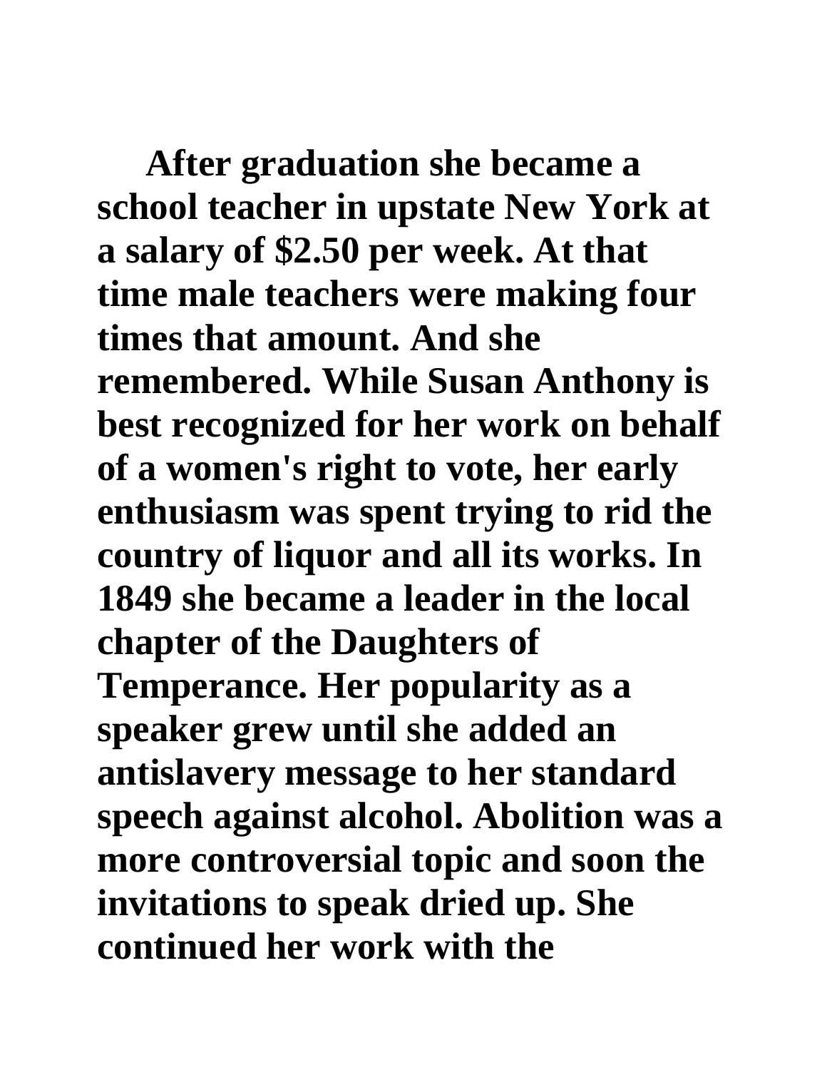**After graduation she became a school teacher in upstate New York at a salary of $2.50 per week. At that time male teachers were making four times that amount. And she remembered. While Susan Anthony is best recognized for her work on behalf of a women's right to vote, her early enthusiasm was spent trying to rid the country of liquor and all its works. In 1849 she became a leader in the local chapter of the Daughters of Temperance. Her popularity as a speaker grew until she added an antislavery message to her standard speech against alcohol. Abolition was a more controversial topic and soon the invitations to speak dried up. She continued her work with the**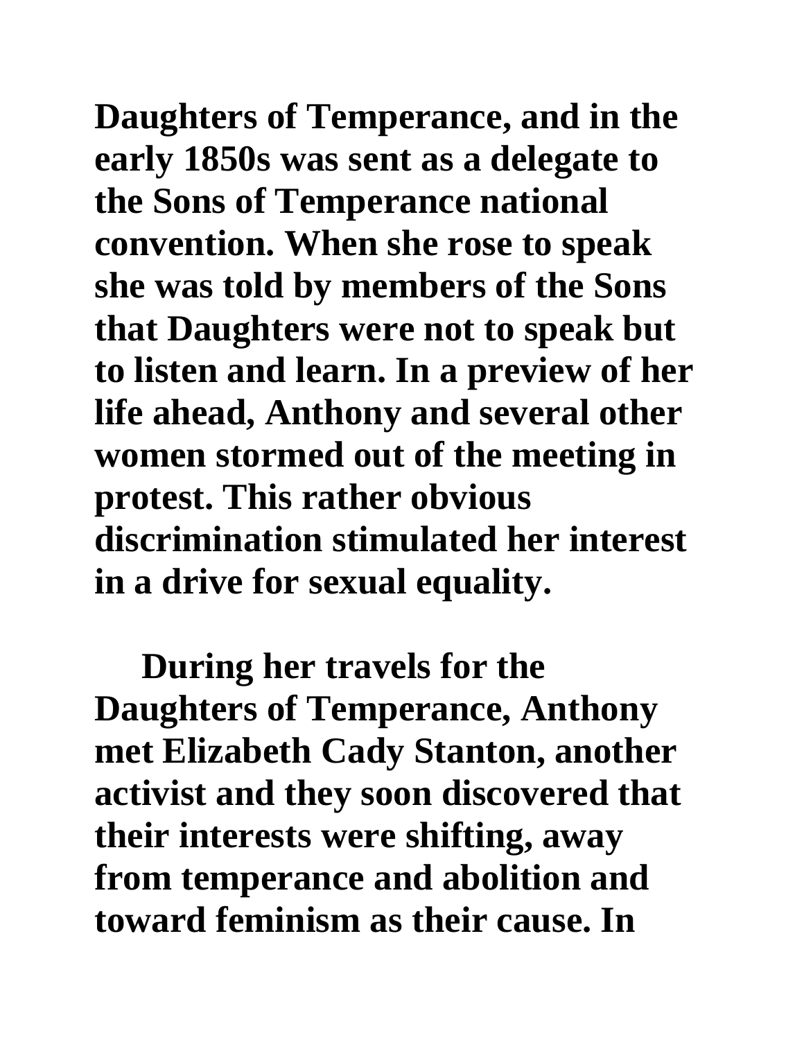**Daughters of Temperance, and in the early 1850s was sent as a delegate to the Sons of Temperance national convention. When she rose to speak she was told by members of the Sons that Daughters were not to speak but to listen and learn. In a preview of her life ahead, Anthony and several other women stormed out of the meeting in protest. This rather obvious discrimination stimulated her interest in a drive for sexual equality.**

**During her travels for the Daughters of Temperance, Anthony met Elizabeth Cady Stanton, another activist and they soon discovered that their interests were shifting, away from temperance and abolition and toward feminism as their cause. In**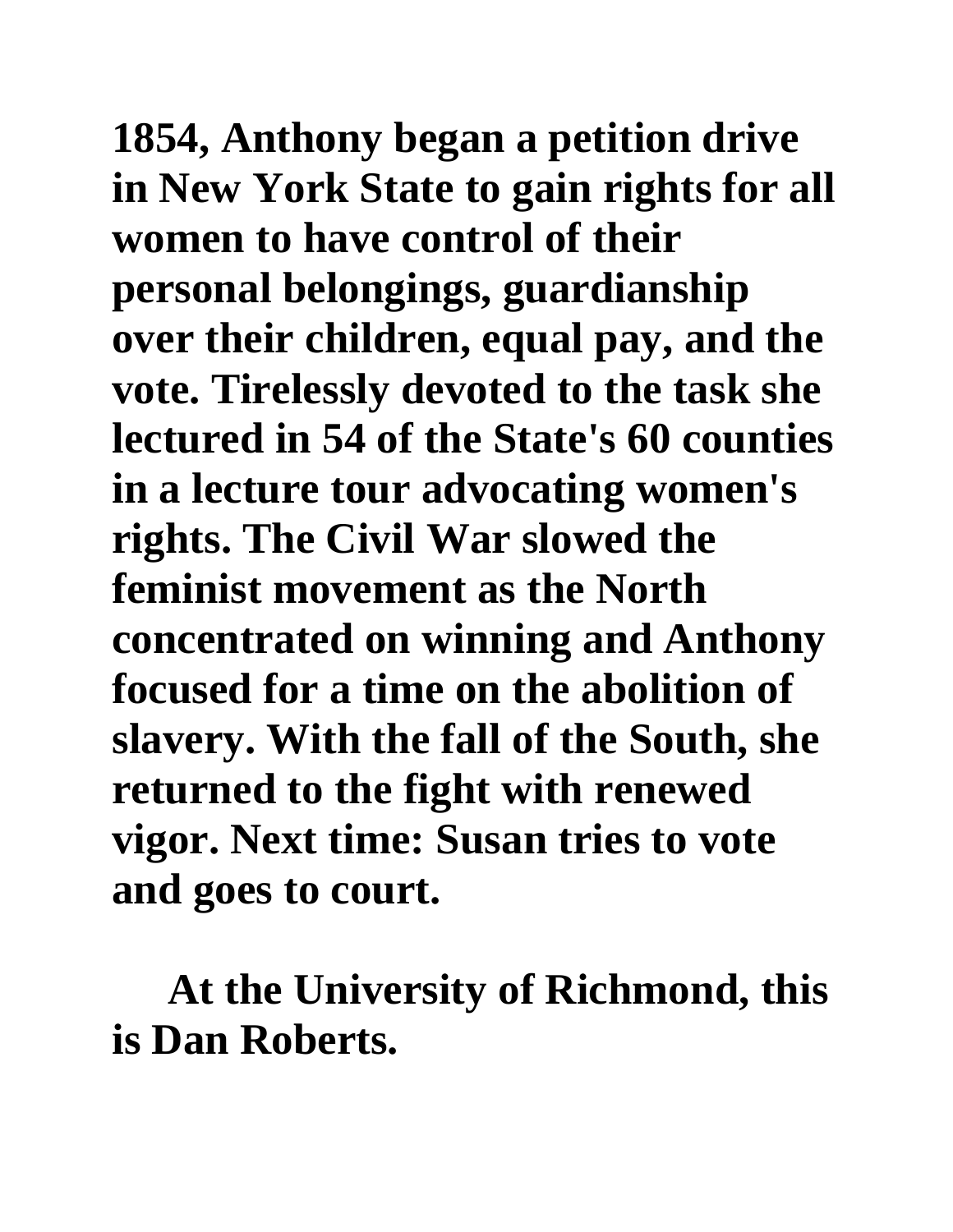**1854, Anthony began a petition drive in New York State to gain rights for all women to have control of their personal belongings, guardianship over their children, equal pay, and the vote. Tirelessly devoted to the task she lectured in 54 of the State's 60 counties in a lecture tour advocating women's rights. The Civil War slowed the feminist movement as the North concentrated on winning and Anthony focused for a time on the abolition of slavery. With the fall of the South, she returned to the fight with renewed vigor. Next time: Susan tries to vote and goes to court.**

**At the University of Richmond, this is Dan Roberts.**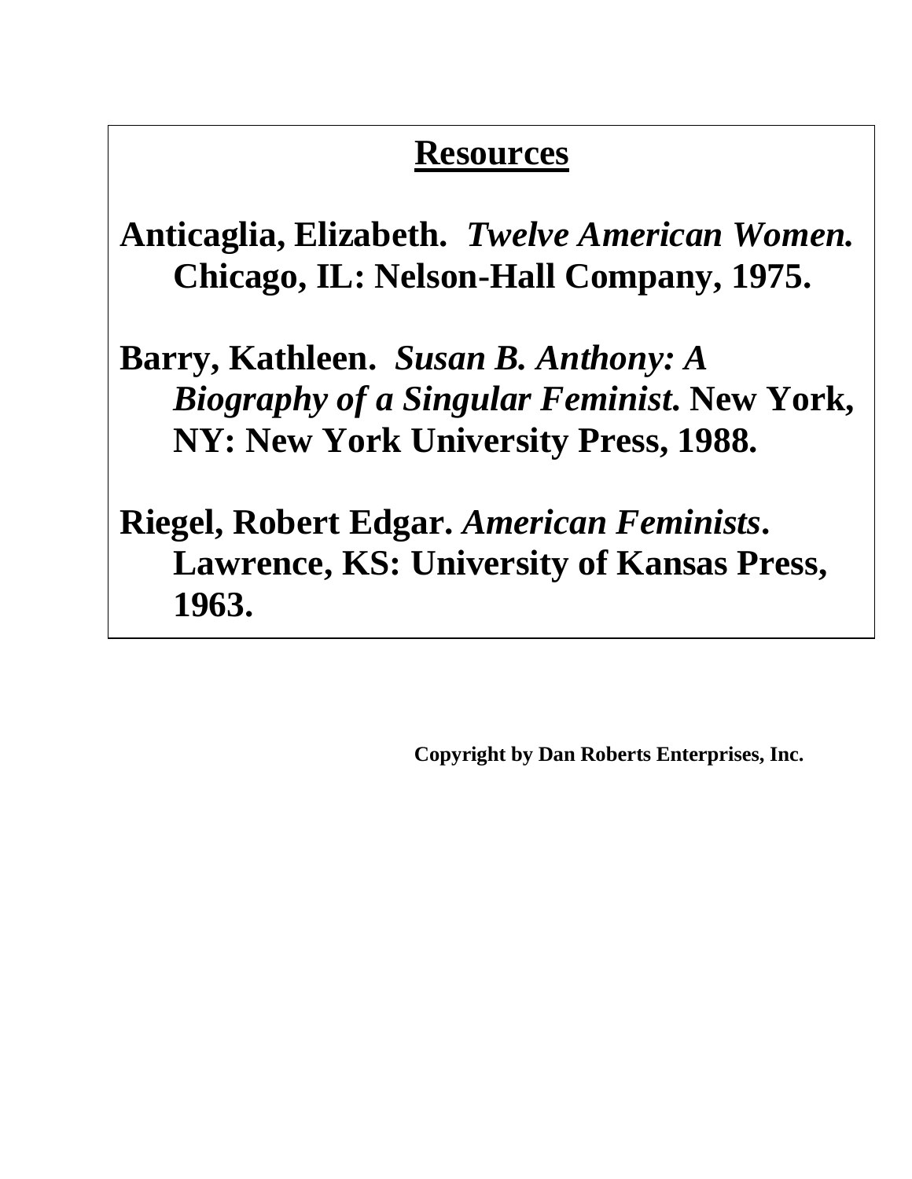## Resources

**Anticaglia, Elizabeth. *Twelve American Women.* Chicago, IL: Nelson-Hall Company, 1975.**

**Barry, Kathleen. *Susan B. Anthony: A Biography of a Singular Feminist.* New York, NY: New York University Press, 1988.**

**Riegel, Robert Edgar. *American Feminists*. Lawrence, KS: University of Kansas Press, 1963.**

**Copyright by Dan Roberts Enterprises, Inc.**